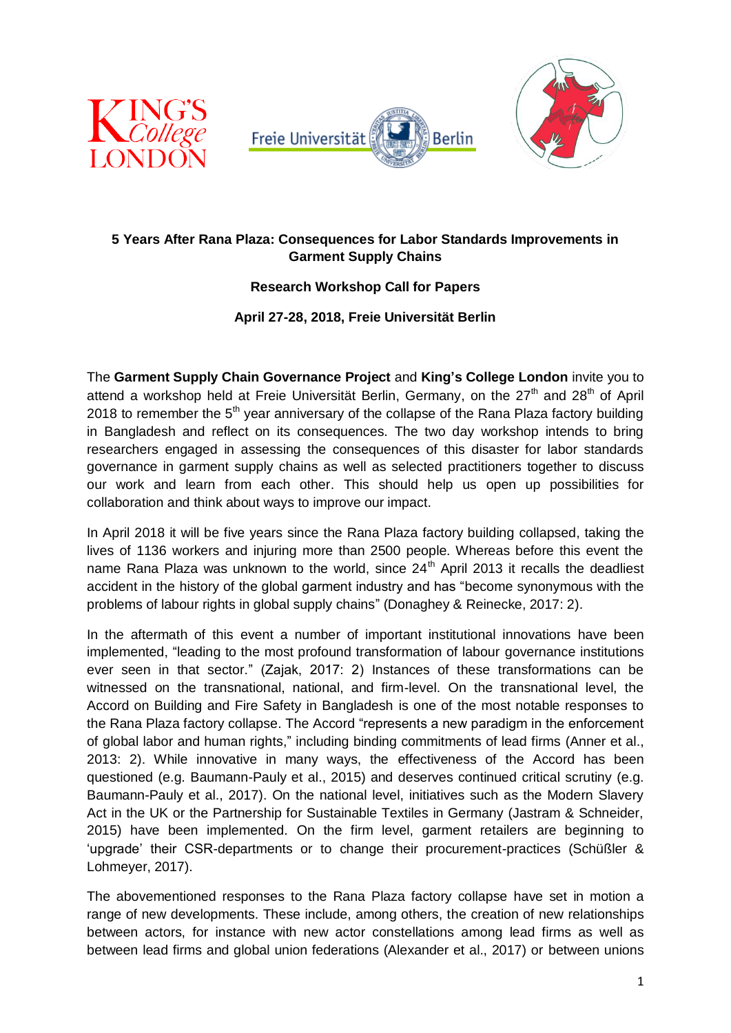**5 Years After Rana Plaza: Consequences for Labor Standards Improvements in Garment Supply Chains**

**Research Workshop Call for Papers**

**April 27-28, 2018, Freie Universität Berlin**

The **Garment Supply Chain Governance Project** and **King's College London** invite you to attend a workshop held at Freie Universität Berlin, Germany, on the 27th and 28th of April 2018 to remember the 5th year anniversary of the collapse of the Rana Plaza factory building in Bangladesh and reflect on its consequences. The two day workshop intends to bring researchers engaged in assessing the consequences of this disaster for labor standards governance in garment supply chains as well as selected practitioners together to discuss our work and learn from each other. This should help us open up possibilities for collaboration and think about ways to improve our impact.

In April 2018 it will be five years since the Rana Plaza factory building collapsed, taking the lives of 1136 workers and injuring more than 2500 people. Whereas before this event the name Rana Plaza was unknown to the world, since 24th April 2013 it recalls the deadliest accident in the history of the global garment industry and has "become synonymous with the problems of labour rights in global supply chains" (Donaghey & Reinecke, 2017: 2).

In the aftermath of this event a number of important institutional innovations have been implemented, "leading to the most profound transformation of labour governance institutions ever seen in that sector." (Zajak, 2017: 2) Instances of these transformations can be witnessed on the transnational, national, and firm-level. On the transnational level, the Accord on Building and Fire Safety in Bangladesh is one of the most notable responses to the Rana Plaza factory collapse. The Accord "represents a new paradigm in the enforcement of global labor and human rights," including binding commitments of lead firms (Anner et al., 2013: 2). While innovative in many ways, the effectiveness of the Accord has been questioned (e.g. Baumann-Pauly et al., 2015) and deserves continued critical scrutiny (e.g. Baumann-Pauly et al., 2017). On the national level, initiatives such as the Modern Slavery Act in the UK or the Partnership for Sustainable Textiles in Germany (Jastram & Schneider, 2015) have been implemented. On the firm level, garment retailers are beginning to 'upgrade' their CSR-departments or to change their procurement-practices (Schüßler & Lohmeyer, 2017).

The abovementioned responses to the Rana Plaza factory collapse have set in motion a range of new developments. These include, among others, the creation of new relationships between actors, for instance with new actor constellations among lead firms as well as between lead firms and global union federations (Alexander et al., 2017) or between unions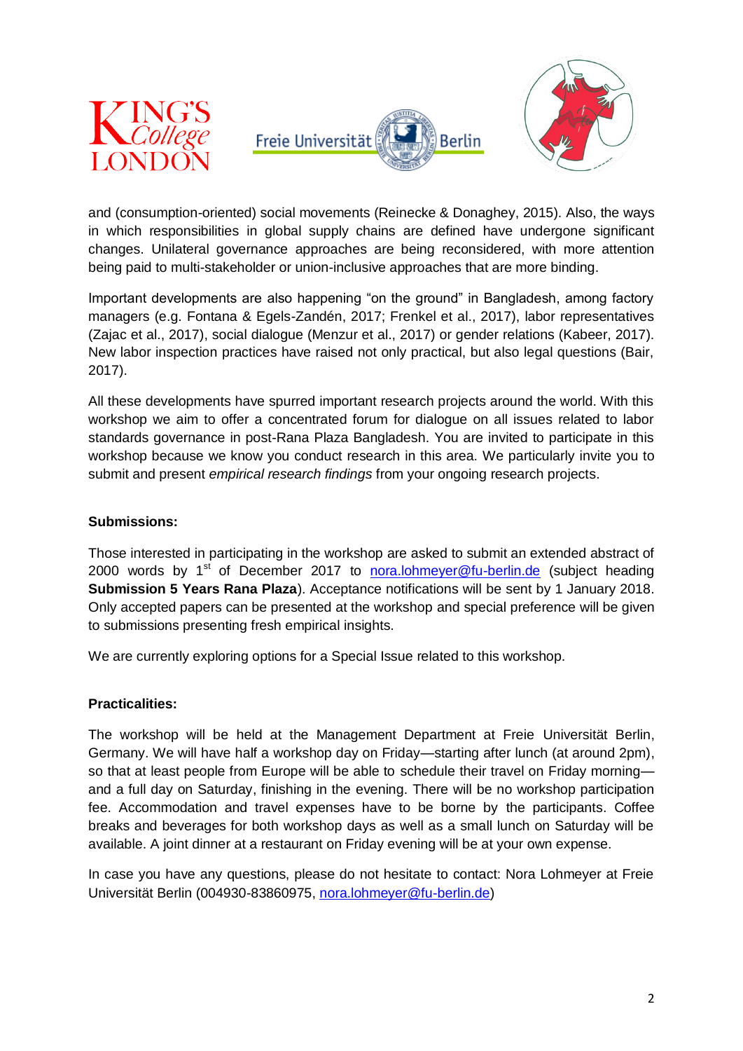and (consumption-oriented) social movements (Reinecke & Donaghey, 2015). Also, the ways in which responsibilities in global supply chains are defined have undergone significant changes. Unilateral governance approaches are being reconsidered, with more attention being paid to multi-stakeholder or union-inclusive approaches that are more binding.

Important developments are also happening "on the ground" in Bangladesh, among factory managers (e.g. Fontana & Egels-Zandén, 2017; Frenkel et al., 2017), labor representatives (Zajac et al., 2017), social dialogue (Menzur et al., 2017) or gender relations (Kabeer, 2017). New labor inspection practices have raised not only practical, but also legal questions (Bair, 2017).

All these developments have spurred important research projects around the world. With this workshop we aim to offer a concentrated forum for dialogue on all issues related to labor standards governance in post-Rana Plaza Bangladesh. You are invited to participate in this workshop because we know you conduct research in this area. We particularly invite you to submit and present *empirical research findings* from your ongoing research projects.

**Submissions:**

Those interested in participating in the workshop are asked to submit an extended abstract of 2000 words by 1st of December 2017 to nora.lohmeyer@fu-berlin.de (subject heading **Submission 5 Years Rana Plaza**). Acceptance notifications will be sent by 1 January 2018. Only accepted papers can be presented at the workshop and special preference will be given to submissions presenting fresh empirical insights.

We are currently exploring options for a Special Issue related to this workshop.

**Practicalities:**

The workshop will be held at the Management Department at Freie Universität Berlin, Germany. We will have half a workshop day on Friday—starting after lunch (at around 2pm), so that at least people from Europe will be able to schedule their travel on Friday morning—and a full day on Saturday, finishing in the evening. There will be no workshop participation fee. Accommodation and travel expenses have to be borne by the participants. Coffee breaks and beverages for both workshop days as well as a small lunch on Saturday will be available. A joint dinner at a restaurant on Friday evening will be at your own expense.

In case you have any questions, please do not hesitate to contact: Nora Lohmeyer at Freie Universität Berlin (004930-83860975, nora.lohmeyer@fu-berlin.de)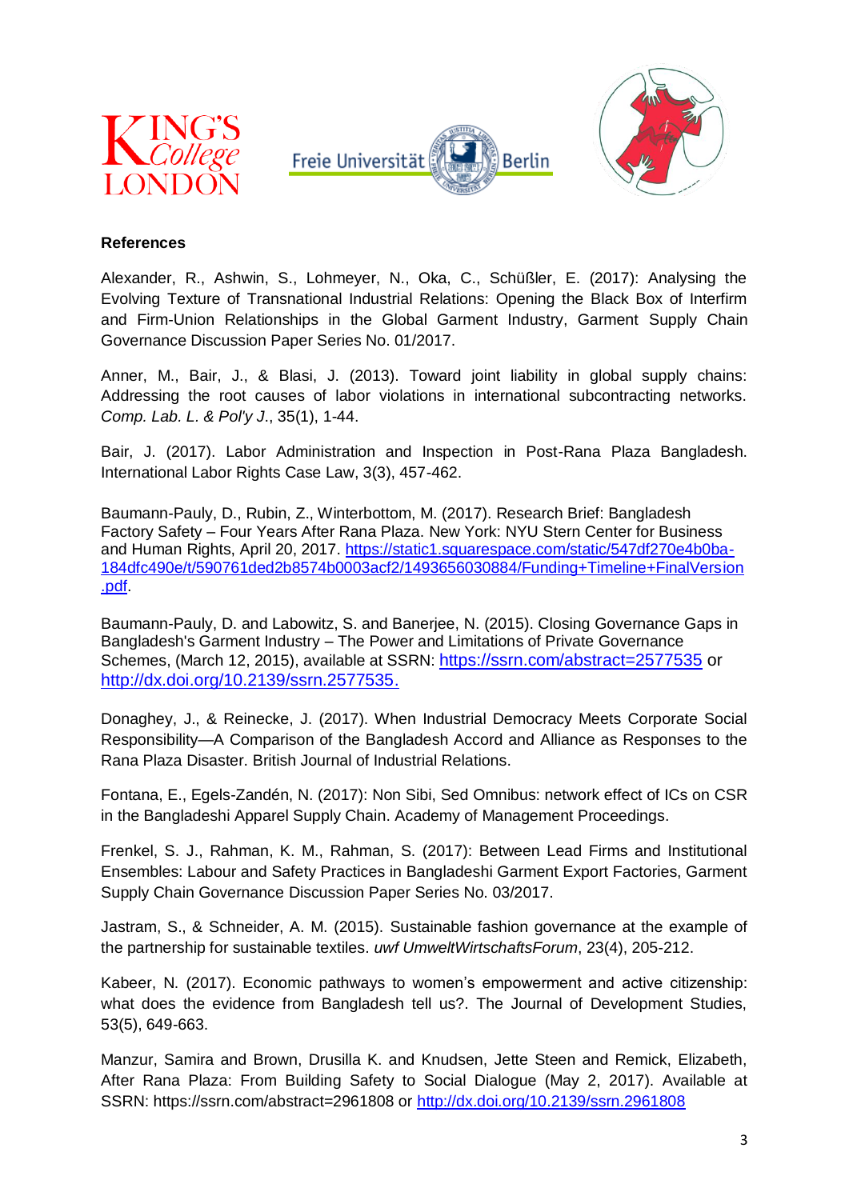**References**

Alexander, R., Ashwin, S., Lohmeyer, N., Oka, C., Schüßler, E. (2017): Analysing the Evolving Texture of Transnational Industrial Relations: Opening the Black Box of Interfirm and Firm-Union Relationships in the Global Garment Industry, Garment Supply Chain Governance Discussion Paper Series No. 01/2017.

Anner, M., Bair, J., & Blasi, J. (2013). Toward joint liability in global supply chains: Addressing the root causes of labor violations in international subcontracting networks. *Comp. Lab. L. & Pol'y J*., 35(1), 1-44.

Bair, J. (2017). Labor Administration and Inspection in Post-Rana Plaza Bangladesh. International Labor Rights Case Law, 3(3), 457-462.

Baumann-Pauly, D., Rubin, Z., Winterbottom, M. (2017). Research Brief: Bangladesh Factory Safety – Four Years After Rana Plaza. New York: NYU Stern Center for Business and Human Rights, April 20, 2017. https://static1.squarespace.com/static/547df270e4b0ba184dfc490e/t/590761ded2b8574b0003acf2/1493656030884/Funding+Timeline+FinalVersion.pdf.

Baumann-Pauly, D. and Labowitz, S. and Banerjee, N. (2015). Closing Governance Gaps in Bangladesh's Garment Industry – The Power and Limitations of Private Governance Schemes, (March 12, 2015), available at SSRN: https://ssrn.com/abstract=2577535 or http://dx.doi.org/10.2139/ssrn.2577535.

Donaghey, J., & Reinecke, J. (2017). When Industrial Democracy Meets Corporate Social Responsibility—A Comparison of the Bangladesh Accord and Alliance as Responses to the Rana Plaza Disaster. British Journal of Industrial Relations.

Fontana, E., Egels-Zandén, N. (2017): Non Sibi, Sed Omnibus: network effect of ICs on CSR in the Bangladeshi Apparel Supply Chain. Academy of Management Proceedings.

Frenkel, S. J., Rahman, K. M., Rahman, S. (2017): Between Lead Firms and Institutional Ensembles: Labour and Safety Practices in Bangladeshi Garment Export Factories, Garment Supply Chain Governance Discussion Paper Series No. 03/2017.

Jastram, S., & Schneider, A. M. (2015). Sustainable fashion governance at the example of the partnership for sustainable textiles. *uwf UmweltWirtschaftsForum*, 23(4), 205-212.

Kabeer, N. (2017). Economic pathways to women's empowerment and active citizenship: what does the evidence from Bangladesh tell us?. The Journal of Development Studies, 53(5), 649-663.

Manzur, Samira and Brown, Drusilla K. and Knudsen, Jette Steen and Remick, Elizabeth, After Rana Plaza: From Building Safety to Social Dialogue (May 2, 2017). Available at SSRN: https://ssrn.com/abstract=2961808 or http://dx.doi.org/10.2139/ssrn.2961808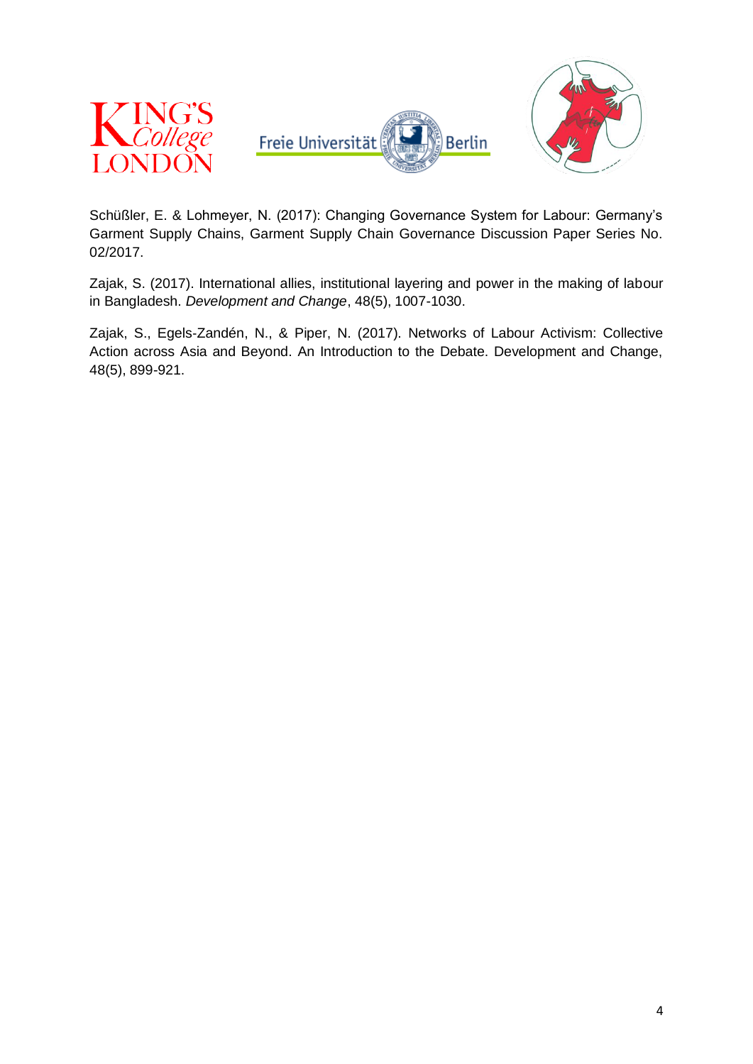Schüßler, E. & Lohmeyer, N. (2017): Changing Governance System for Labour: Germany's Garment Supply Chains, Garment Supply Chain Governance Discussion Paper Series No. 02/2017.

Zajak, S. (2017). International allies, institutional layering and power in the making of labour in Bangladesh. *Development and Change*, 48(5), 1007-1030.

Zajak, S., Egels-Zandén, N., & Piper, N. (2017). Networks of Labour Activism: Collective Action across Asia and Beyond. An Introduction to the Debate. Development and Change, 48(5), 899-921.